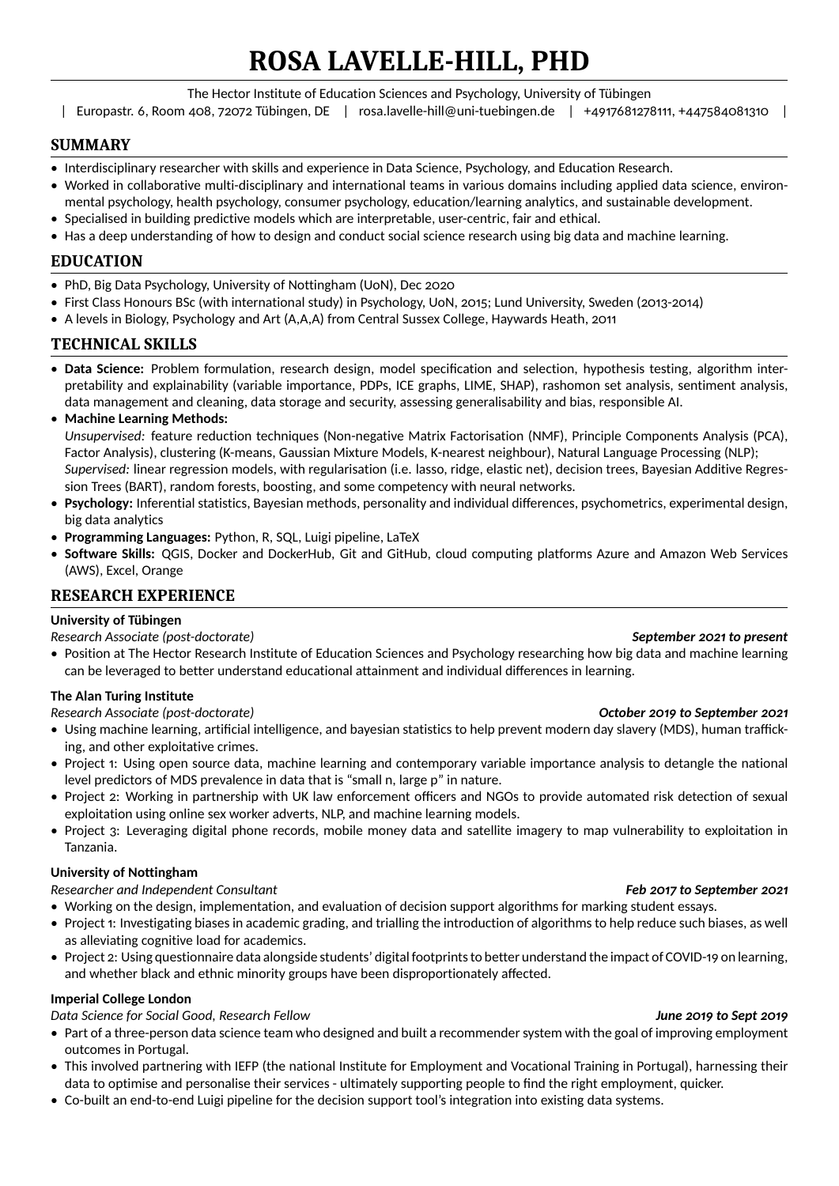# ROSA LAVELLE-HILL, PHD

The Hector Institute of Education Sciences and Psychology, University of Tübingen

| Europastr. 6, Room 408, 72072 Tübingen, DE | rosa.lavelle-hill@uni-tuebingen.de | +4917681278111, +447584081310 |

## SUMMARY

- Interdisciplinary researcher with skills and experience in Data Science, Psychology, and Education Research.
- Worked in collaborative multi-disciplinary and international teams in various domains including applied data science, environmental psychology, health psychology, consumer psychology, education/learning analytics, and sustainable development.
- Specialised in building predictive models which are interpretable, user-centric, fair and ethical.
- Has a deep understanding of how to design and conduct social science research using big data and machine learning.

## EDUCATION

- PhD, Big Data Psychology, University of Nottingham (UoN), Dec 2020
- First Class Honours BSc (with international study) in Psychology, UoN, 2015; Lund University, Sweden (2013-2014)
- A levels in Biology, Psychology and Art (A,A,A) from Central Sussex College, Haywards Heath, 2011

## TECHNICAL SKILLS

- **Data Science:** Problem formulation, research design, model specification and selection, hypothesis testing, algorithm interpretability and explainability (variable importance, PDPs, ICE graphs, LIME, SHAP), rashomon set analysis, sentiment analysis, data management and cleaning, data storage and security, assessing generalisability and bias, responsible AI.
- **Machine Learning Methods:**
  *Unsupervised:* feature reduction techniques (Non-negative Matrix Factorisation (NMF), Principle Components Analysis (PCA), Factor Analysis), clustering (K-means, Gaussian Mixture Models, K-nearest neighbour), Natural Language Processing (NLP);
  *Supervised:* linear regression models, with regularisation (i.e. lasso, ridge, elastic net), decision trees, Bayesian Additive Regression Trees (BART), random forests, boosting, and some competency with neural networks.
- **Psychology:** Inferential statistics, Bayesian methods, personality and individual differences, psychometrics, experimental design, big data analytics
- **Programming Languages:** Python, R, SQL, Luigi pipeline, LaTeX
- **Software Skills:** QGIS, Docker and DockerHub, Git and GitHub, cloud computing platforms Azure and Amazon Web Services (AWS), Excel, Orange

## RESEARCH EXPERIENCE

**University of Tübingen**
*Research Associate (post-doctorate)* — ***September 2021 to present***

- Position at The Hector Research Institute of Education Sciences and Psychology researching how big data and machine learning can be leveraged to better understand educational attainment and individual differences in learning.

**The Alan Turing Institute**
*Research Associate (post-doctorate)* — ***October 2019 to September 2021***

- Using machine learning, artificial intelligence, and bayesian statistics to help prevent modern day slavery (MDS), human trafficking, and other exploitative crimes.
- Project 1: Using open source data, machine learning and contemporary variable importance analysis to detangle the national level predictors of MDS prevalence in data that is "small n, large p" in nature.
- Project 2: Working in partnership with UK law enforcement officers and NGOs to provide automated risk detection of sexual exploitation using online sex worker adverts, NLP, and machine learning models.
- Project 3: Leveraging digital phone records, mobile money data and satellite imagery to map vulnerability to exploitation in Tanzania.

**University of Nottingham**
*Researcher and Independent Consultant* — ***Feb 2017 to September 2021***

- Working on the design, implementation, and evaluation of decision support algorithms for marking student essays.
- Project 1: Investigating biases in academic grading, and trialling the introduction of algorithms to help reduce such biases, as well as alleviating cognitive load for academics.
- Project 2: Using questionnaire data alongside students' digital footprints to better understand the impact of COVID-19 on learning, and whether black and ethnic minority groups have been disproportionately affected.

**Imperial College London**
*Data Science for Social Good, Research Fellow* — ***June 2019 to Sept 2019***

- Part of a three-person data science team who designed and built a recommender system with the goal of improving employment outcomes in Portugal.
- This involved partnering with IEFP (the national Institute for Employment and Vocational Training in Portugal), harnessing their data to optimise and personalise their services - ultimately supporting people to find the right employment, quicker.
- Co-built an end-to-end Luigi pipeline for the decision support tool's integration into existing data systems.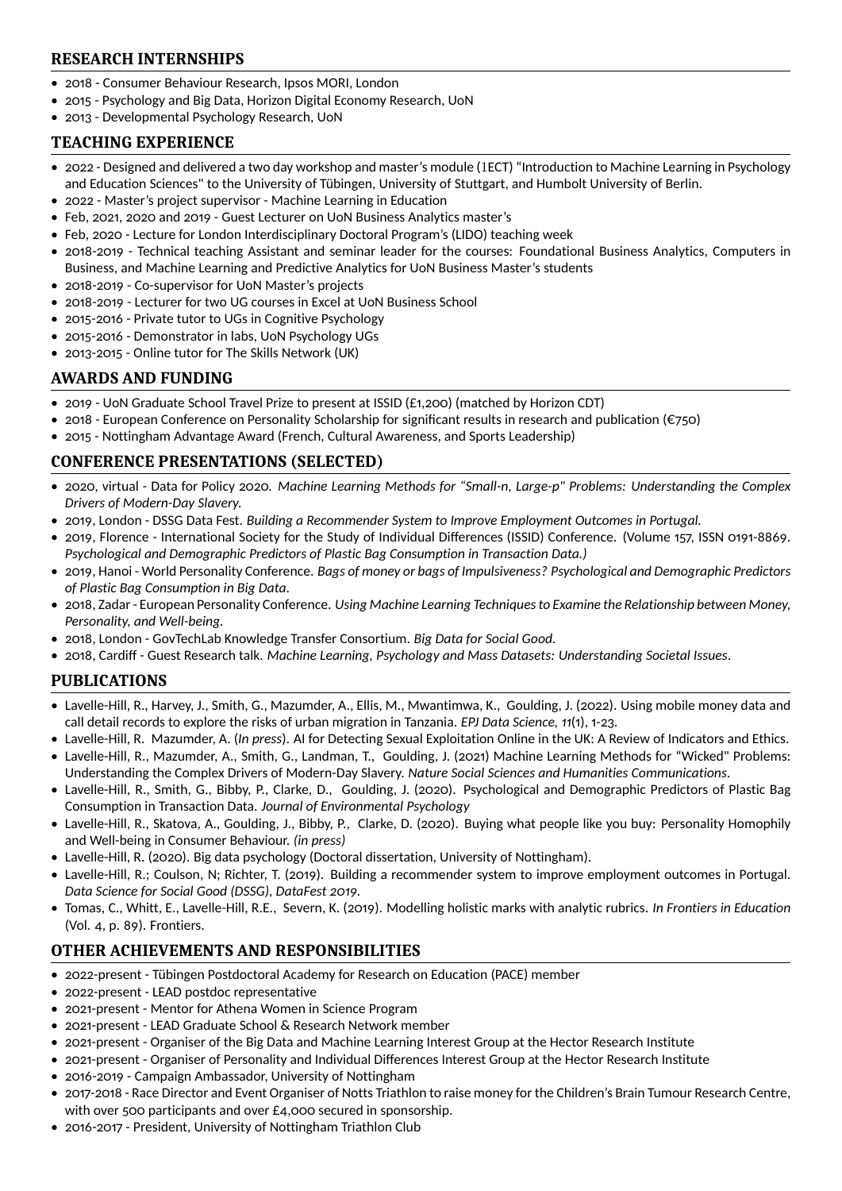## RESEARCH INTERNSHIPS

- 2018 - Consumer Behaviour Research, Ipsos MORI, London
- 2015 - Psychology and Big Data, Horizon Digital Economy Research, UoN
- 2013 - Developmental Psychology Research, UoN

## TEACHING EXPERIENCE

- 2022 - Designed and delivered a two day workshop and master's module (1ECT) "Introduction to Machine Learning in Psychology and Education Sciences" to the University of Tübingen, University of Stuttgart, and Humbolt University of Berlin.
- 2022 - Master's project supervisor - Machine Learning in Education
- Feb, 2021, 2020 and 2019 - Guest Lecturer on UoN Business Analytics master's
- Feb, 2020 - Lecture for London Interdisciplinary Doctoral Program's (LIDO) teaching week
- 2018-2019 - Technical teaching Assistant and seminar leader for the courses: Foundational Business Analytics, Computers in Business, and Machine Learning and Predictive Analytics for UoN Business Master's students
- 2018-2019 - Co-supervisor for UoN Master's projects
- 2018-2019 - Lecturer for two UG courses in Excel at UoN Business School
- 2015-2016 - Private tutor to UGs in Cognitive Psychology
- 2015-2016 - Demonstrator in labs, UoN Psychology UGs
- 2013-2015 - Online tutor for The Skills Network (UK)

## AWARDS AND FUNDING

- 2019 - UoN Graduate School Travel Prize to present at ISSID (£1,200) (matched by Horizon CDT)
- 2018 - European Conference on Personality Scholarship for significant results in research and publication (€750)
- 2015 - Nottingham Advantage Award (French, Cultural Awareness, and Sports Leadership)

## CONFERENCE PRESENTATIONS (SELECTED)

- 2020, virtual - Data for Policy 2020. *Machine Learning Methods for "Small-n, Large-p" Problems: Understanding the Complex Drivers of Modern-Day Slavery.*
- 2019, London - DSSG Data Fest. *Building a Recommender System to Improve Employment Outcomes in Portugal.*
- 2019, Florence - International Society for the Study of Individual Differences (ISSID) Conference. (Volume 157, ISSN 0191-8869. *Psychological and Demographic Predictors of Plastic Bag Consumption in Transaction Data.)*
- 2019, Hanoi - World Personality Conference. *Bags of money or bags of Impulsiveness? Psychological and Demographic Predictors of Plastic Bag Consumption in Big Data*.
- 2018, Zadar - European Personality Conference. *Using Machine Learning Techniques to Examine the Relationship between Money, Personality, and Well-being*.
- 2018, London - GovTechLab Knowledge Transfer Consortium. *Big Data for Social Good*.
- 2018, Cardiff - Guest Research talk. *Machine Learning, Psychology and Mass Datasets: Understanding Societal Issues*.

## PUBLICATIONS

- Lavelle-Hill, R., Harvey, J., Smith, G., Mazumder, A., Ellis, M., Mwantimwa, K., Goulding, J. (2022). Using mobile money data and call detail records to explore the risks of urban migration in Tanzania. *EPJ Data Science, 11*(1), 1-23.
- Lavelle-Hill, R. Mazumder, A. (*In press*). AI for Detecting Sexual Exploitation Online in the UK: A Review of Indicators and Ethics.
- Lavelle-Hill, R., Mazumder, A., Smith, G., Landman, T., Goulding, J. (2021) Machine Learning Methods for "Wicked" Problems: Understanding the Complex Drivers of Modern-Day Slavery. *Nature Social Sciences and Humanities Communications*.
- Lavelle-Hill, R., Smith, G., Bibby, P., Clarke, D., Goulding, J. (2020). Psychological and Demographic Predictors of Plastic Bag Consumption in Transaction Data. *Journal of Environmental Psychology*
- Lavelle-Hill, R., Skatova, A., Goulding, J., Bibby, P., Clarke, D. (2020). Buying what people like you buy: Personality Homophily and Well-being in Consumer Behaviour. *(in press)*
- Lavelle-Hill, R. (2020). Big data psychology (Doctoral dissertation, University of Nottingham).
- Lavelle-Hill, R.; Coulson, N; Richter, T. (2019). Building a recommender system to improve employment outcomes in Portugal. *Data Science for Social Good (DSSG), DataFest 2019*.
- Tomas, C., Whitt, E., Lavelle-Hill, R.E., Severn, K. (2019). Modelling holistic marks with analytic rubrics. *In Frontiers in Education* (Vol. 4, p. 89). Frontiers.

## OTHER ACHIEVEMENTS AND RESPONSIBILITIES

- 2022-present - Tübingen Postdoctoral Academy for Research on Education (PACE) member
- 2022-present - LEAD postdoc representative
- 2021-present - Mentor for Athena Women in Science Program
- 2021-present - LEAD Graduate School & Research Network member
- 2021-present - Organiser of the Big Data and Machine Learning Interest Group at the Hector Research Institute
- 2021-present - Organiser of Personality and Individual Differences Interest Group at the Hector Research Institute
- 2016-2019 - Campaign Ambassador, University of Nottingham
- 2017-2018 - Race Director and Event Organiser of Notts Triathlon to raise money for the Children's Brain Tumour Research Centre, with over 500 participants and over £4,000 secured in sponsorship.
- 2016-2017 - President, University of Nottingham Triathlon Club